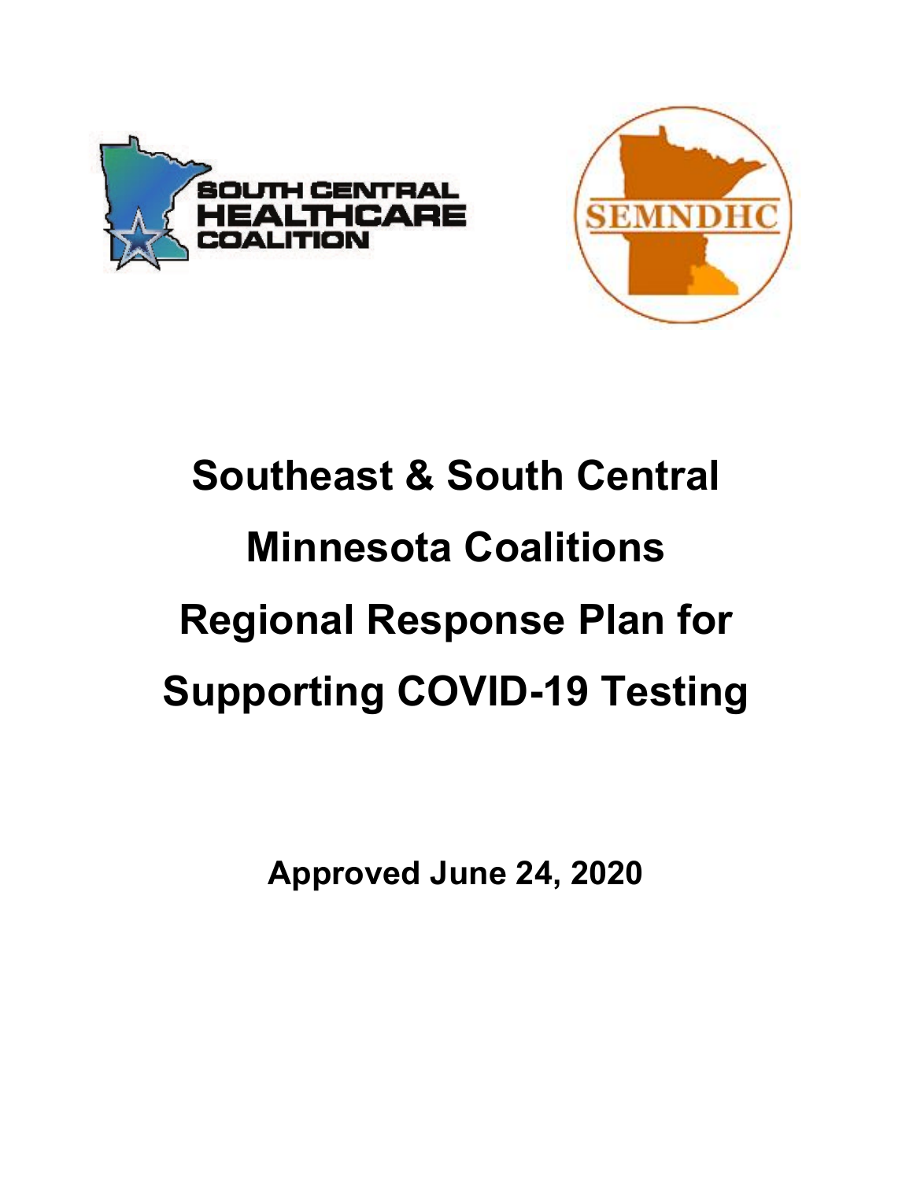SOUTH CENTRAL HEALTHCARE COALITION

SEMNDHC

# Southeast & South Central Minnesota Coalitions Regional Response Plan for Supporting COVID-19 Testing

**Approved June 24, 2020**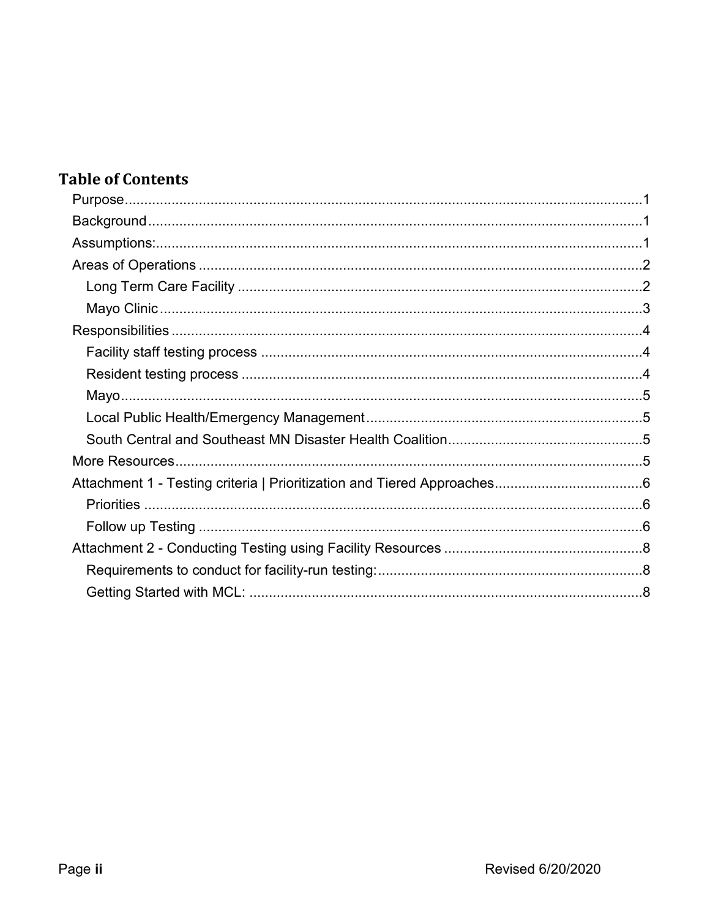## Table of Contents

- Purpose ..... 1
- Background ..... 1
- Assumptions: ..... 1
- Areas of Operations ..... 2
  - Long Term Care Facility ..... 2
  - Mayo Clinic ..... 3
- Responsibilities ..... 4
  - Facility staff testing process ..... 4
  - Resident testing process ..... 4
  - Mayo ..... 5
  - Local Public Health/Emergency Management ..... 5
  - South Central and Southeast MN Disaster Health Coalition ..... 5
- More Resources ..... 5
- Attachment 1 - Testing criteria | Prioritization and Tiered Approaches ..... 6
  - Priorities ..... 6
  - Follow up Testing ..... 6
- Attachment 2 - Conducting Testing using Facility Resources ..... 8
  - Requirements to conduct for facility-run testing: ..... 8
  - Getting Started with MCL: ..... 8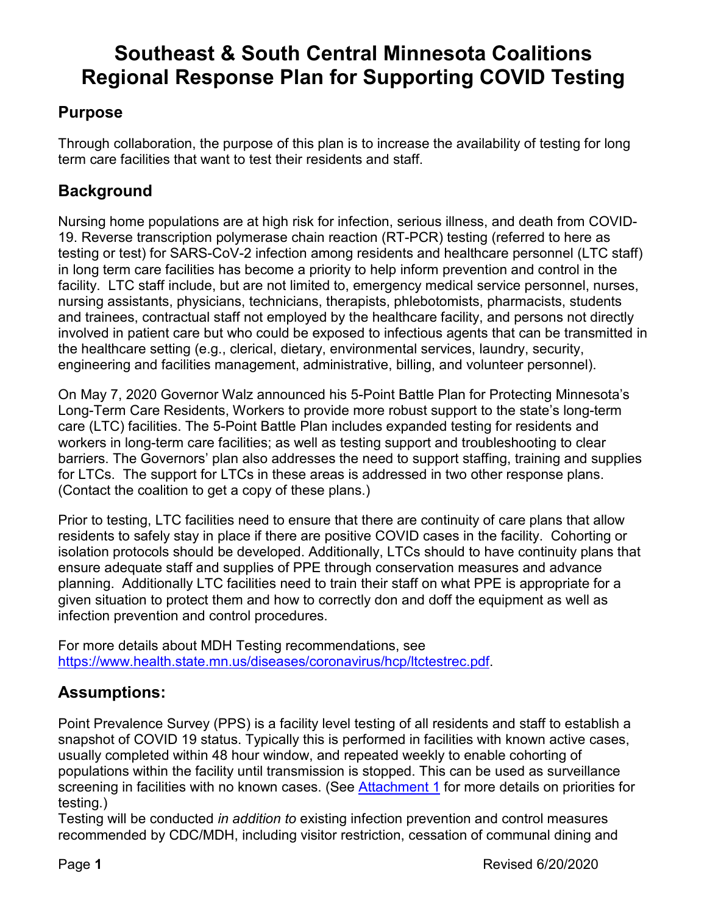# Southeast & South Central Minnesota Coalitions Regional Response Plan for Supporting COVID Testing

## Purpose

Through collaboration, the purpose of this plan is to increase the availability of testing for long term care facilities that want to test their residents and staff.

## Background

Nursing home populations are at high risk for infection, serious illness, and death from COVID-19. Reverse transcription polymerase chain reaction (RT-PCR) testing (referred to here as testing or test) for SARS-CoV-2 infection among residents and healthcare personnel (LTC staff) in long term care facilities has become a priority to help inform prevention and control in the facility. LTC staff include, but are not limited to, emergency medical service personnel, nurses, nursing assistants, physicians, technicians, therapists, phlebotomists, pharmacists, students and trainees, contractual staff not employed by the healthcare facility, and persons not directly involved in patient care but who could be exposed to infectious agents that can be transmitted in the healthcare setting (e.g., clerical, dietary, environmental services, laundry, security, engineering and facilities management, administrative, billing, and volunteer personnel).

On May 7, 2020 Governor Walz announced his 5-Point Battle Plan for Protecting Minnesota's Long-Term Care Residents, Workers to provide more robust support to the state's long-term care (LTC) facilities. The 5-Point Battle Plan includes expanded testing for residents and workers in long-term care facilities; as well as testing support and troubleshooting to clear barriers. The Governors' plan also addresses the need to support staffing, training and supplies for LTCs. The support for LTCs in these areas is addressed in two other response plans. (Contact the coalition to get a copy of these plans.)

Prior to testing, LTC facilities need to ensure that there are continuity of care plans that allow residents to safely stay in place if there are positive COVID cases in the facility. Cohorting or isolation protocols should be developed. Additionally, LTCs should to have continuity plans that ensure adequate staff and supplies of PPE through conservation measures and advance planning. Additionally LTC facilities need to train their staff on what PPE is appropriate for a given situation to protect them and how to correctly don and doff the equipment as well as infection prevention and control procedures.

For more details about MDH Testing recommendations, see [https://www.health.state.mn.us/diseases/coronavirus/hcp/ltctestrec.pdf](https://www.health.state.mn.us/diseases/coronavirus/hcp/ltctestrec.pdf).

## Assumptions:

Point Prevalence Survey (PPS) is a facility level testing of all residents and staff to establish a snapshot of COVID 19 status. Typically this is performed in facilities with known active cases, usually completed within 48 hour window, and repeated weekly to enable cohorting of populations within the facility until transmission is stopped. This can be used as surveillance screening in facilities with no known cases. (See Attachment 1 for more details on priorities for testing.)

Testing will be conducted *in addition to* existing infection prevention and control measures recommended by CDC/MDH, including visitor restriction, cessation of communal dining and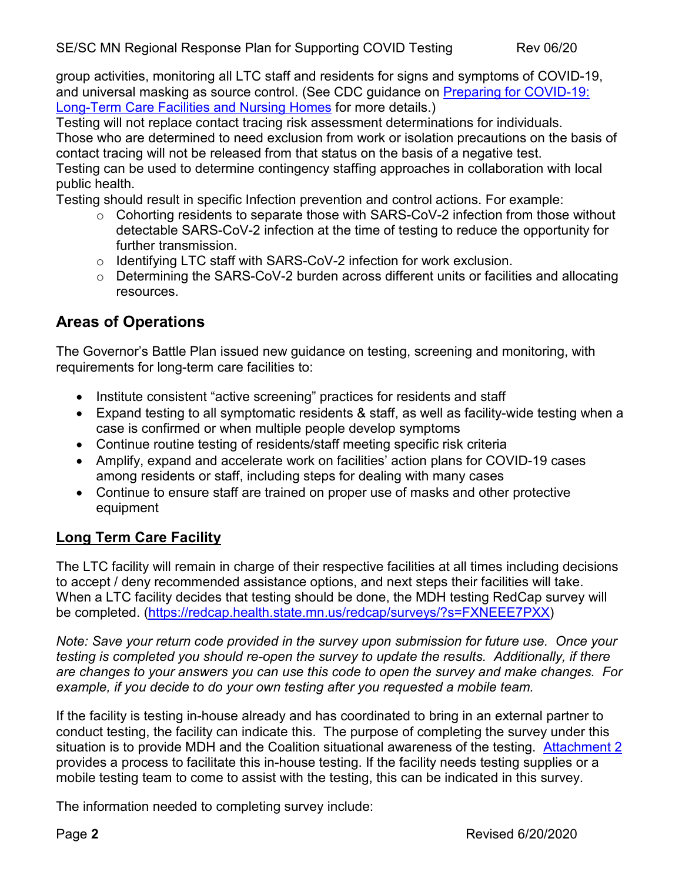group activities, monitoring all LTC staff and residents for signs and symptoms of COVID-19, and universal masking as source control. (See CDC guidance on [Preparing for COVID-19: Long-Term Care Facilities and Nursing Homes](#) for more details.)

Testing will not replace contact tracing risk assessment determinations for individuals. Those who are determined to need exclusion from work or isolation precautions on the basis of contact tracing will not be released from that status on the basis of a negative test.

Testing can be used to determine contingency staffing approaches in collaboration with local public health.

Testing should result in specific Infection prevention and control actions. For example:

- Cohorting residents to separate those with SARS-CoV-2 infection from those without detectable SARS-CoV-2 infection at the time of testing to reduce the opportunity for further transmission.
- Identifying LTC staff with SARS-CoV-2 infection for work exclusion.
- Determining the SARS-CoV-2 burden across different units or facilities and allocating resources.

## Areas of Operations

The Governor's Battle Plan issued new guidance on testing, screening and monitoring, with requirements for long-term care facilities to:

- Institute consistent "active screening" practices for residents and staff
- Expand testing to all symptomatic residents & staff, as well as facility-wide testing when a case is confirmed or when multiple people develop symptoms
- Continue routine testing of residents/staff meeting specific risk criteria
- Amplify, expand and accelerate work on facilities' action plans for COVID-19 cases among residents or staff, including steps for dealing with many cases
- Continue to ensure staff are trained on proper use of masks and other protective equipment

### Long Term Care Facility

The LTC facility will remain in charge of their respective facilities at all times including decisions to accept / deny recommended assistance options, and next steps their facilities will take. When a LTC facility decides that testing should be done, the MDH testing RedCap survey will be completed. (https://redcap.health.state.mn.us/redcap/surveys/?s=FXNEEE7PXX)

*Note: Save your return code provided in the survey upon submission for future use. Once your testing is completed you should re-open the survey to update the results. Additionally, if there are changes to your answers you can use this code to open the survey and make changes. For example, if you decide to do your own testing after you requested a mobile team.*

If the facility is testing in-house already and has coordinated to bring in an external partner to conduct testing, the facility can indicate this. The purpose of completing the survey under this situation is to provide MDH and the Coalition situational awareness of the testing. [Attachment 2](#) provides a process to facilitate this in-house testing. If the facility needs testing supplies or a mobile testing team to come to assist with the testing, this can be indicated in this survey.

The information needed to completing survey include: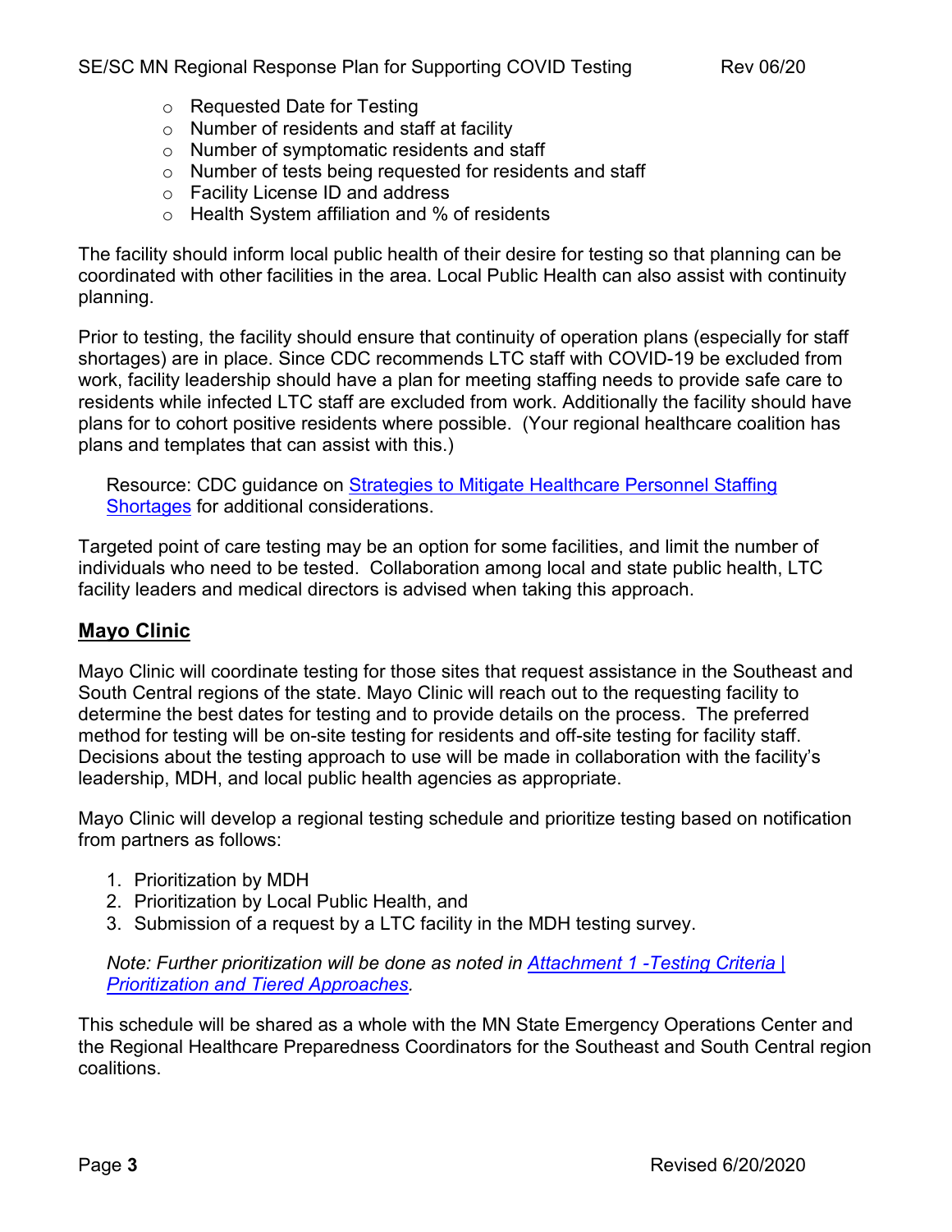- Requested Date for Testing
- Number of residents and staff at facility
- Number of symptomatic residents and staff
- Number of tests being requested for residents and staff
- Facility License ID and address
- Health System affiliation and % of residents

The facility should inform local public health of their desire for testing so that planning can be coordinated with other facilities in the area. Local Public Health can also assist with continuity planning.

Prior to testing, the facility should ensure that continuity of operation plans (especially for staff shortages) are in place. Since CDC recommends LTC staff with COVID-19 be excluded from work, facility leadership should have a plan for meeting staffing needs to provide safe care to residents while infected LTC staff are excluded from work. Additionally the facility should have plans for to cohort positive residents where possible. (Your regional healthcare coalition has plans and templates that can assist with this.)

> Resource: CDC guidance on [Strategies to Mitigate Healthcare Personnel Staffing Shortages]() for additional considerations.

Targeted point of care testing may be an option for some facilities, and limit the number of individuals who need to be tested. Collaboration among local and state public health, LTC facility leaders and medical directors is advised when taking this approach.

## **Mayo Clinic**

Mayo Clinic will coordinate testing for those sites that request assistance in the Southeast and South Central regions of the state. Mayo Clinic will reach out to the requesting facility to determine the best dates for testing and to provide details on the process. The preferred method for testing will be on-site testing for residents and off-site testing for facility staff. Decisions about the testing approach to use will be made in collaboration with the facility's leadership, MDH, and local public health agencies as appropriate.

Mayo Clinic will develop a regional testing schedule and prioritize testing based on notification from partners as follows:

1. Prioritization by MDH
2. Prioritization by Local Public Health, and
3. Submission of a request by a LTC facility in the MDH testing survey.

> *Note: Further prioritization will be done as noted in [Attachment 1 -Testing Criteria | Prioritization and Tiered Approaches]().*

This schedule will be shared as a whole with the MN State Emergency Operations Center and the Regional Healthcare Preparedness Coordinators for the Southeast and South Central region coalitions.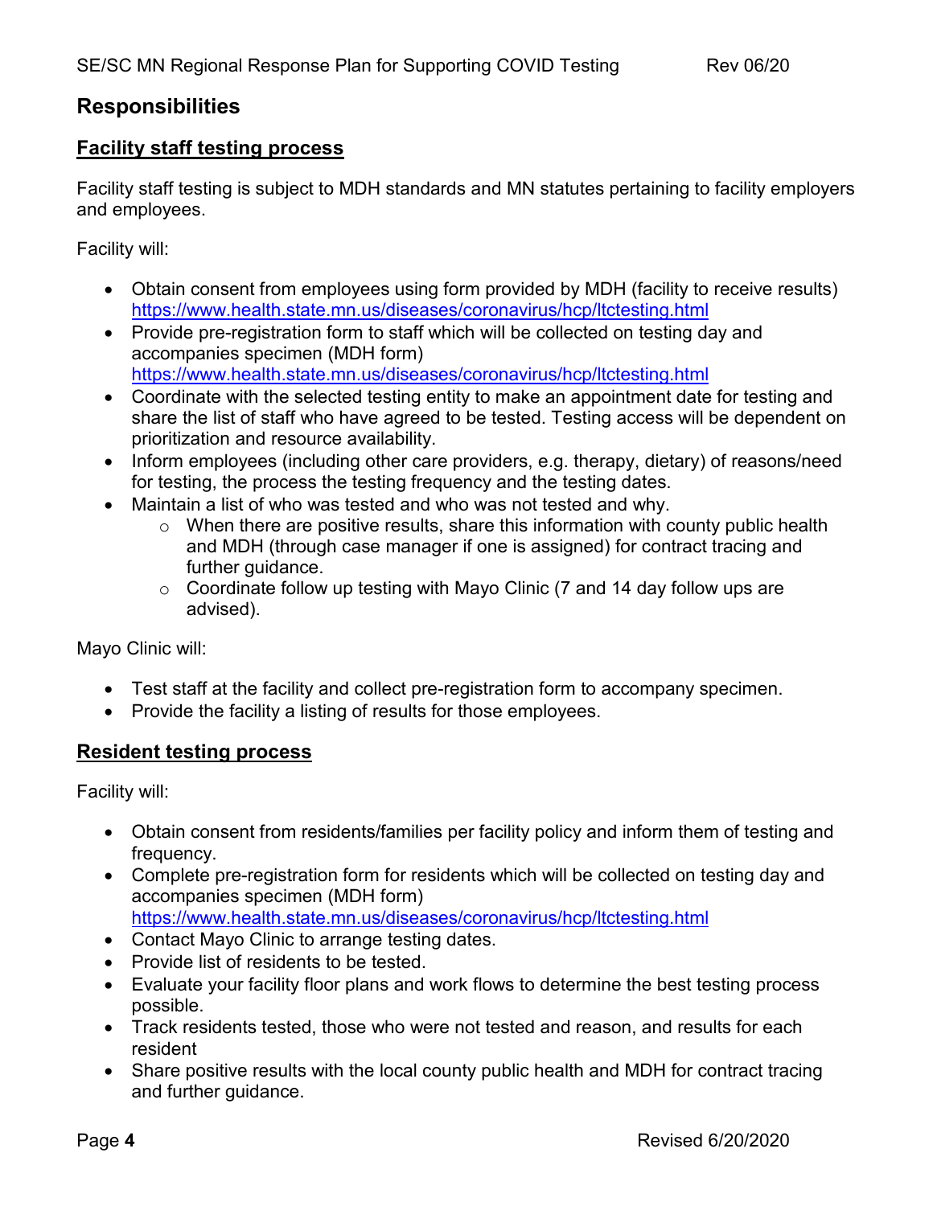## Responsibilities

### Facility staff testing process

Facility staff testing is subject to MDH standards and MN statutes pertaining to facility employers and employees.

Facility will:

- Obtain consent from employees using form provided by MDH (facility to receive results) https://www.health.state.mn.us/diseases/coronavirus/hcp/ltctesting.html
- Provide pre-registration form to staff which will be collected on testing day and accompanies specimen (MDH form) https://www.health.state.mn.us/diseases/coronavirus/hcp/ltctesting.html
- Coordinate with the selected testing entity to make an appointment date for testing and share the list of staff who have agreed to be tested. Testing access will be dependent on prioritization and resource availability.
- Inform employees (including other care providers, e.g. therapy, dietary) of reasons/need for testing, the process the testing frequency and the testing dates.
- Maintain a list of who was tested and who was not tested and why.
  - When there are positive results, share this information with county public health and MDH (through case manager if one is assigned) for contract tracing and further guidance.
  - Coordinate follow up testing with Mayo Clinic (7 and 14 day follow ups are advised).

Mayo Clinic will:

- Test staff at the facility and collect pre-registration form to accompany specimen.
- Provide the facility a listing of results for those employees.

### Resident testing process

Facility will:

- Obtain consent from residents/families per facility policy and inform them of testing and frequency.
- Complete pre-registration form for residents which will be collected on testing day and accompanies specimen (MDH form) https://www.health.state.mn.us/diseases/coronavirus/hcp/ltctesting.html
- Contact Mayo Clinic to arrange testing dates.
- Provide list of residents to be tested.
- Evaluate your facility floor plans and work flows to determine the best testing process possible.
- Track residents tested, those who were not tested and reason, and results for each resident
- Share positive results with the local county public health and MDH for contract tracing and further guidance.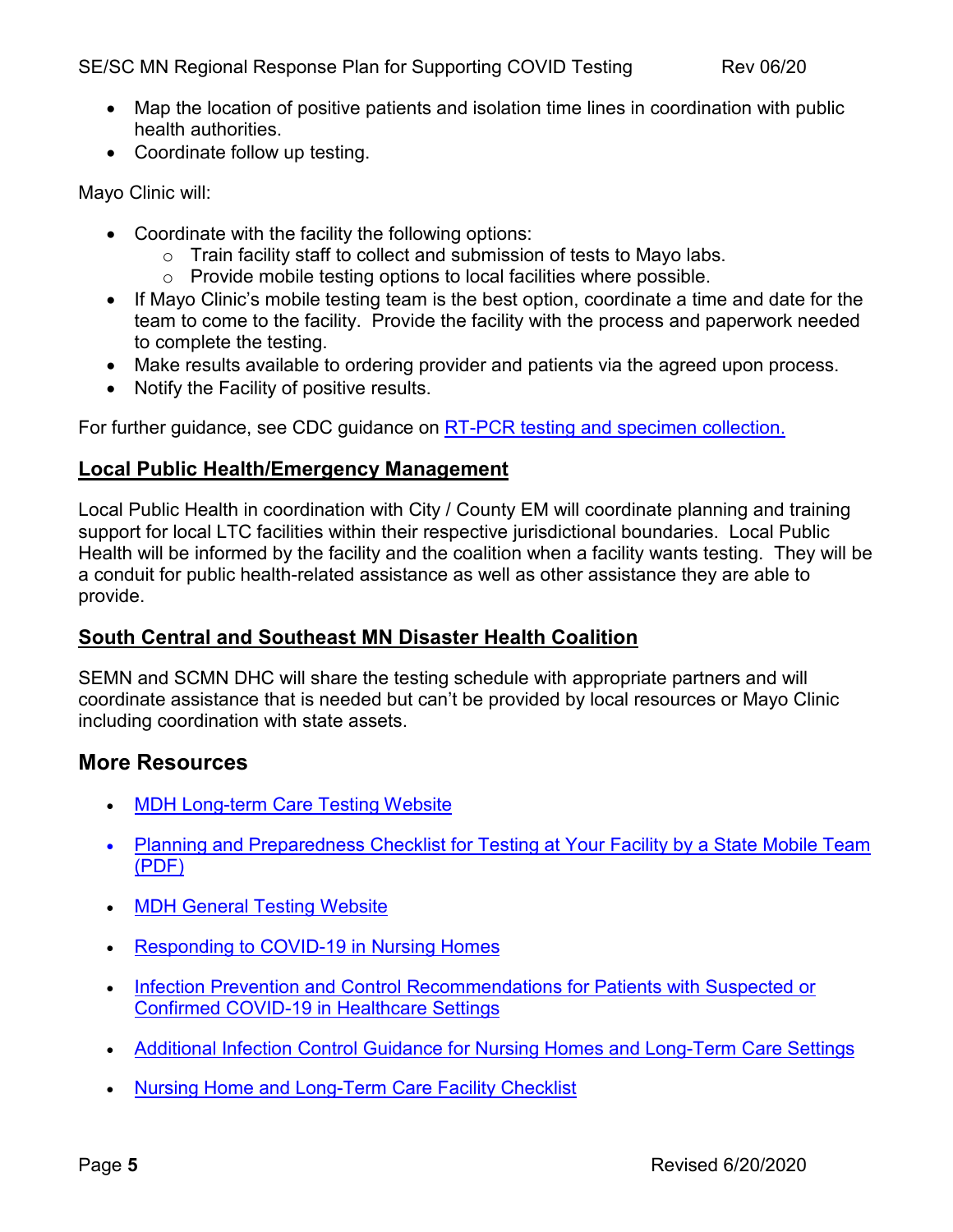- Map the location of positive patients and isolation time lines in coordination with public health authorities.
- Coordinate follow up testing.

Mayo Clinic will:

- Coordinate with the facility the following options:
  - Train facility staff to collect and submission of tests to Mayo labs.
  - Provide mobile testing options to local facilities where possible.
- If Mayo Clinic's mobile testing team is the best option, coordinate a time and date for the team to come to the facility. Provide the facility with the process and paperwork needed to complete the testing.
- Make results available to ordering provider and patients via the agreed upon process.
- Notify the Facility of positive results.

For further guidance, see CDC guidance on [RT-PCR testing and specimen collection.]()

## Local Public Health/Emergency Management

Local Public Health in coordination with City / County EM will coordinate planning and training support for local LTC facilities within their respective jurisdictional boundaries. Local Public Health will be informed by the facility and the coalition when a facility wants testing. They will be a conduit for public health-related assistance as well as other assistance they are able to provide.

## South Central and Southeast MN Disaster Health Coalition

SEMN and SCMN DHC will share the testing schedule with appropriate partners and will coordinate assistance that is needed but can't be provided by local resources or Mayo Clinic including coordination with state assets.

# More Resources

- [MDH Long-term Care Testing Website]()
- [Planning and Preparedness Checklist for Testing at Your Facility by a State Mobile Team (PDF)]()
- [MDH General Testing Website]()
- [Responding to COVID-19 in Nursing Homes]()
- [Infection Prevention and Control Recommendations for Patients with Suspected or Confirmed COVID-19 in Healthcare Settings]()
- [Additional Infection Control Guidance for Nursing Homes and Long-Term Care Settings]()
- [Nursing Home and Long-Term Care Facility Checklist]()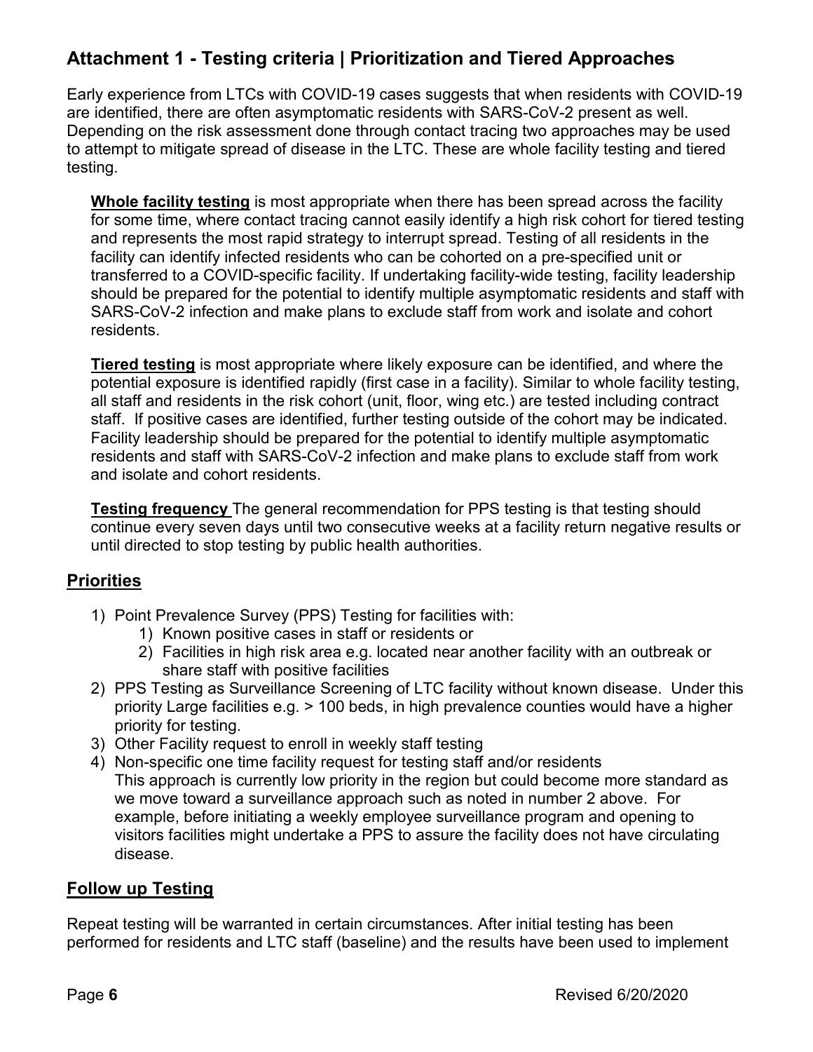## Attachment 1 - Testing criteria | Prioritization and Tiered Approaches

Early experience from LTCs with COVID-19 cases suggests that when residents with COVID-19 are identified, there are often asymptomatic residents with SARS-CoV-2 present as well. Depending on the risk assessment done through contact tracing two approaches may be used to attempt to mitigate spread of disease in the LTC. These are whole facility testing and tiered testing.

**Whole facility testing** is most appropriate when there has been spread across the facility for some time, where contact tracing cannot easily identify a high risk cohort for tiered testing and represents the most rapid strategy to interrupt spread. Testing of all residents in the facility can identify infected residents who can be cohorted on a pre-specified unit or transferred to a COVID-specific facility. If undertaking facility-wide testing, facility leadership should be prepared for the potential to identify multiple asymptomatic residents and staff with SARS-CoV-2 infection and make plans to exclude staff from work and isolate and cohort residents.

**Tiered testing** is most appropriate where likely exposure can be identified, and where the potential exposure is identified rapidly (first case in a facility). Similar to whole facility testing, all staff and residents in the risk cohort (unit, floor, wing etc.) are tested including contract staff. If positive cases are identified, further testing outside of the cohort may be indicated. Facility leadership should be prepared for the potential to identify multiple asymptomatic residents and staff with SARS-CoV-2 infection and make plans to exclude staff from work and isolate and cohort residents.

**Testing frequency** The general recommendation for PPS testing is that testing should continue every seven days until two consecutive weeks at a facility return negative results or until directed to stop testing by public health authorities.

### Priorities

1) Point Prevalence Survey (PPS) Testing for facilities with:
    1) Known positive cases in staff or residents or
    2) Facilities in high risk area e.g. located near another facility with an outbreak or share staff with positive facilities
2) PPS Testing as Surveillance Screening of LTC facility without known disease. Under this priority Large facilities e.g. > 100 beds, in high prevalence counties would have a higher priority for testing.
3) Other Facility request to enroll in weekly staff testing
4) Non-specific one time facility request for testing staff and/or residents
   This approach is currently low priority in the region but could become more standard as we move toward a surveillance approach such as noted in number 2 above. For example, before initiating a weekly employee surveillance program and opening to visitors facilities might undertake a PPS to assure the facility does not have circulating disease.

### Follow up Testing

Repeat testing will be warranted in certain circumstances. After initial testing has been performed for residents and LTC staff (baseline) and the results have been used to implement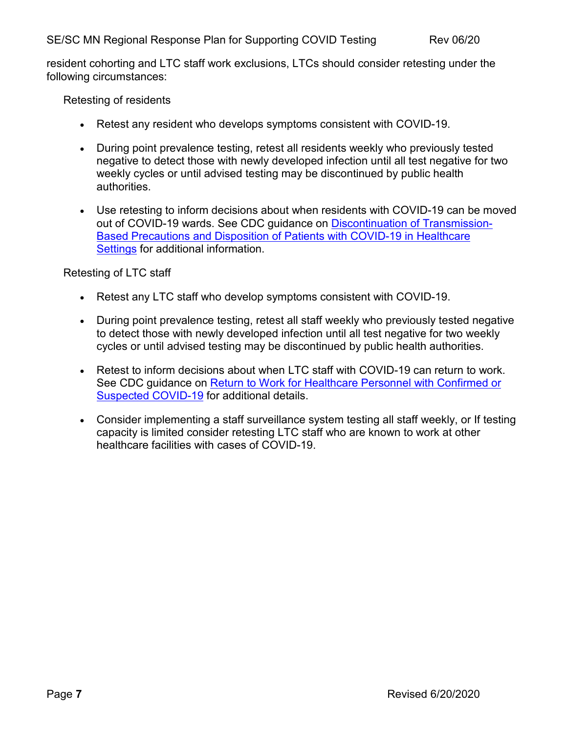resident cohorting and LTC staff work exclusions, LTCs should consider retesting under the following circumstances:

Retesting of residents

- Retest any resident who develops symptoms consistent with COVID-19.
- During point prevalence testing, retest all residents weekly who previously tested negative to detect those with newly developed infection until all test negative for two weekly cycles or until advised testing may be discontinued by public health authorities.
- Use retesting to inform decisions about when residents with COVID-19 can be moved out of COVID-19 wards. See CDC guidance on Discontinuation of Transmission-Based Precautions and Disposition of Patients with COVID-19 in Healthcare Settings for additional information.

Retesting of LTC staff

- Retest any LTC staff who develop symptoms consistent with COVID-19.
- During point prevalence testing, retest all staff weekly who previously tested negative to detect those with newly developed infection until all test negative for two weekly cycles or until advised testing may be discontinued by public health authorities.
- Retest to inform decisions about when LTC staff with COVID-19 can return to work. See CDC guidance on Return to Work for Healthcare Personnel with Confirmed or Suspected COVID-19 for additional details.
- Consider implementing a staff surveillance system testing all staff weekly, or If testing capacity is limited consider retesting LTC staff who are known to work at other healthcare facilities with cases of COVID-19.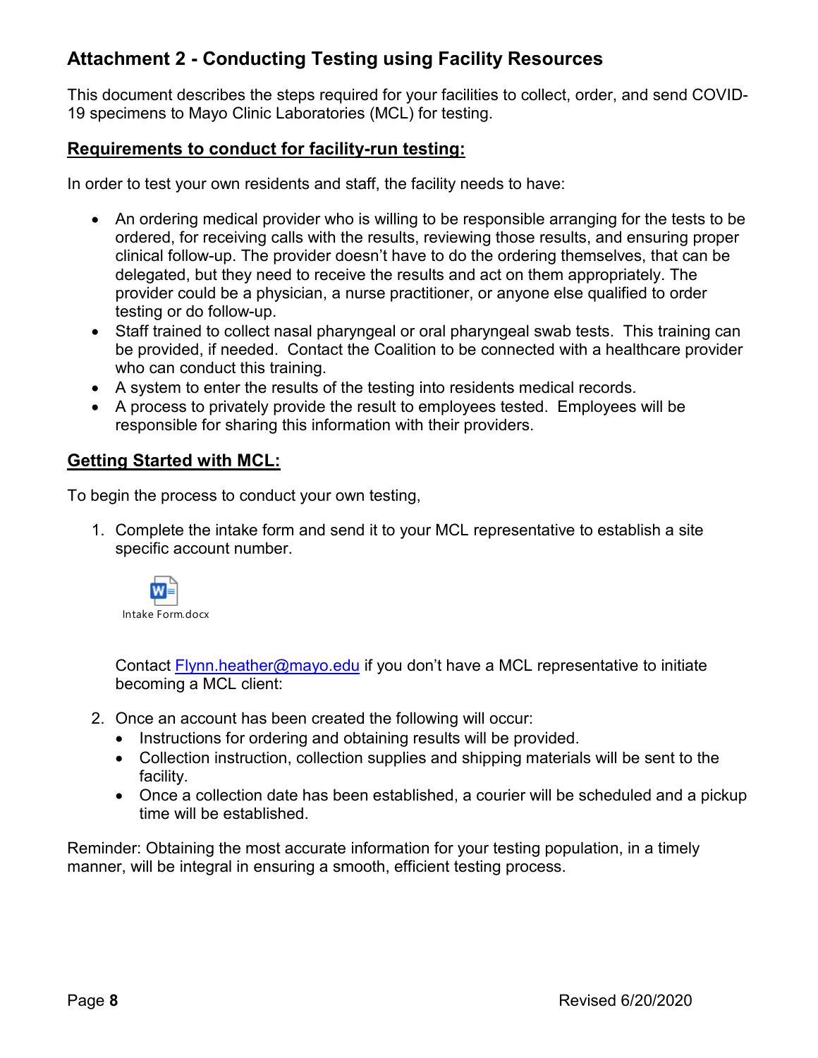## Attachment 2 - Conducting Testing using Facility Resources

This document describes the steps required for your facilities to collect, order, and send COVID-19 specimens to Mayo Clinic Laboratories (MCL) for testing.

### Requirements to conduct for facility-run testing:

In order to test your own residents and staff, the facility needs to have:

- An ordering medical provider who is willing to be responsible arranging for the tests to be ordered, for receiving calls with the results, reviewing those results, and ensuring proper clinical follow-up. The provider doesn't have to do the ordering themselves, that can be delegated, but they need to receive the results and act on them appropriately. The provider could be a physician, a nurse practitioner, or anyone else qualified to order testing or do follow-up.
- Staff trained to collect nasal pharyngeal or oral pharyngeal swab tests. This training can be provided, if needed. Contact the Coalition to be connected with a healthcare provider who can conduct this training.
- A system to enter the results of the testing into residents medical records.
- A process to privately provide the result to employees tested. Employees will be responsible for sharing this information with their providers.

### Getting Started with MCL:

To begin the process to conduct your own testing,

1. Complete the intake form and send it to your MCL representative to establish a site specific account number.

   Intake Form.docx

   Contact Flynn.heather@mayo.edu if you don't have a MCL representative to initiate becoming a MCL client:

2. Once an account has been created the following will occur:
   - Instructions for ordering and obtaining results will be provided.
   - Collection instruction, collection supplies and shipping materials will be sent to the facility.
   - Once a collection date has been established, a courier will be scheduled and a pickup time will be established.

Reminder: Obtaining the most accurate information for your testing population, in a timely manner, will be integral in ensuring a smooth, efficient testing process.

Revised 6/20/2020